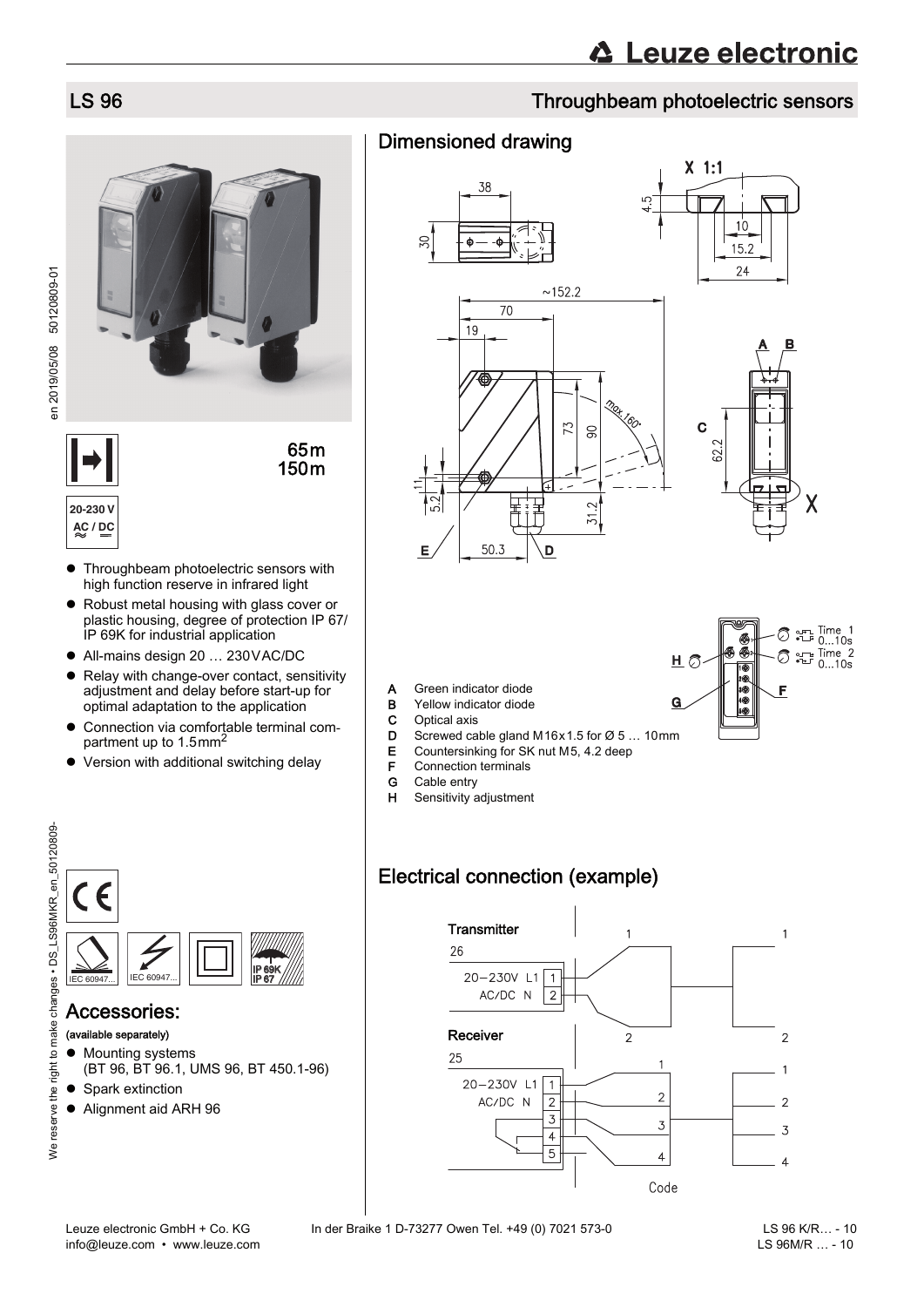# LS 96

## Throughbeam photoelectric sensors

65m
150m

20-230 V AC / DC

- Throughbeam photoelectric sensors with high function reserve in infrared light
- Robust metal housing with glass cover or plastic housing, degree of protection IP 67/ IP 69K for industrial application
- All-mains design 20 … 230VAC/DC
- Relay with change-over contact, sensitivity adjustment and delay before start-up for optimal adaptation to the application
- Connection via comfortable terminal compartment up to 1.5mm²
- Version with additional switching delay

## Accessories:

**(available separately)**

- Mounting systems (BT 96, BT 96.1, UMS 96, BT 450.1-96)
- Spark extinction
- Alignment aid ARH 96

## Dimensioned drawing

- **A** Green indicator diode
- **B** Yellow indicator diode
- **C** Optical axis
- **D** Screwed cable gland M16x1.5 for Ø 5 … 10mm
- **E** Countersinking for SK nut M5, 4.2 deep
- **F** Connection terminals
- **G** Cable entry
- **H** Sensitivity adjustment

Time 1 0...10s
Time 2 0...10s

## Electrical connection (example)

**Transmitter**

**Receiver**

LS 96 K/R… - 10
LS 96M/R … - 10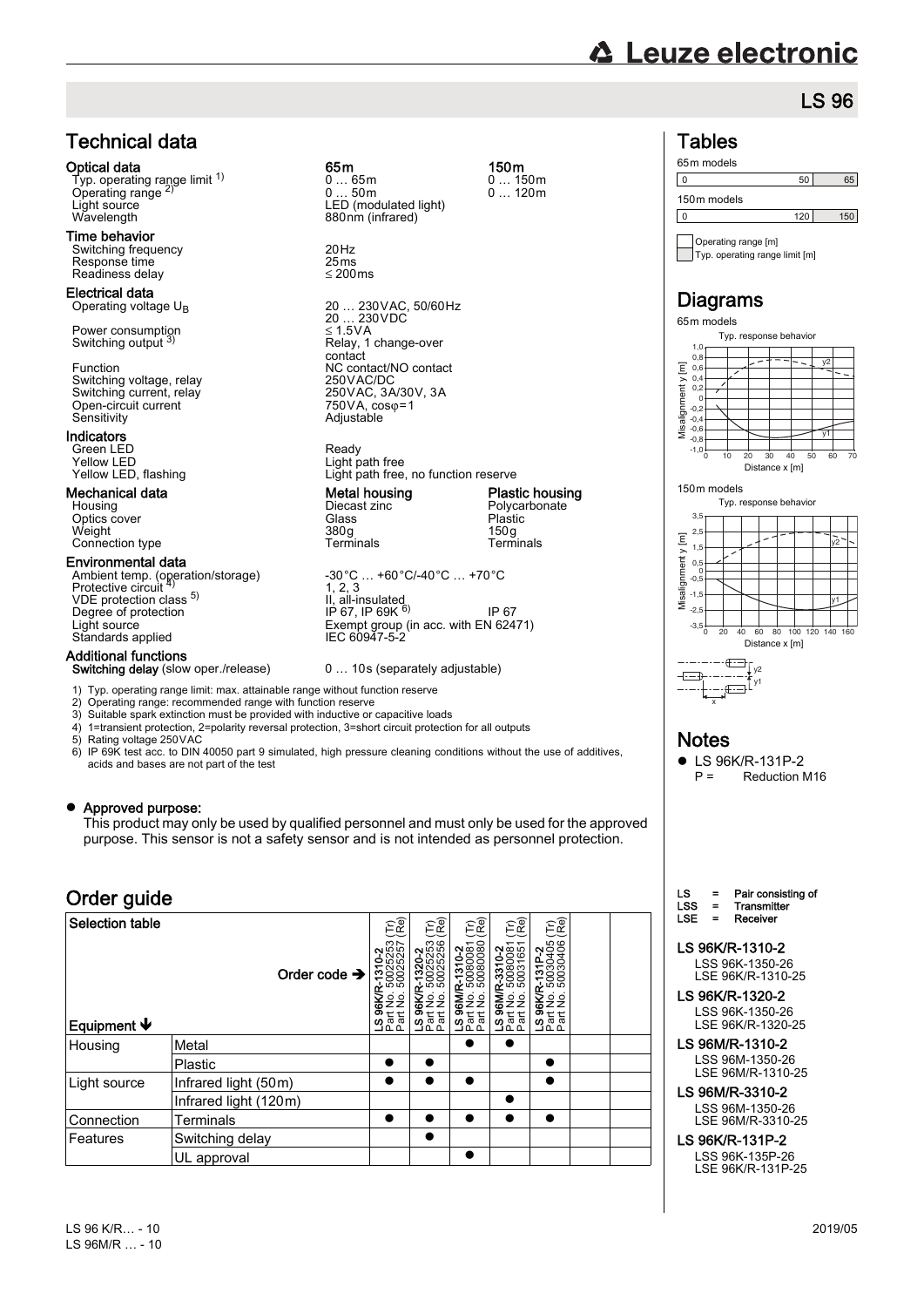# LS 96

## Technical data

| | 65m | 150m |
|---|---|---|
| **Optical data** | | |
| Typ. operating range limit [1] | 0 … 65m | 0 … 150m |
| Operating range [2] | 0 … 50m | 0 … 120m |
| Light source | LED (modulated light) | |
| Wavelength | 880nm (infrared) | |
| **Time behavior** | | |
| Switching frequency | 20Hz | |
| Response time | 25ms | |
| Readiness delay | ≤ 200ms | |
| **Electrical data** | | |
| Operating voltage $U_B$ | 20 … 230VAC, 50/60Hz 20 … 230VDC | |
| Power consumption | ≤ 1.5VA | |
| Switching output [3] | Relay, 1 change-over contact | |
| Function | NC contact/NO contact | |
| Switching voltage, relay | 250VAC/DC | |
| Switching current, relay | 250VAC, 3A/30V, 3A | |
| Open-circuit current | 750VA, cosφ=1 | |
| Sensitivity | Adjustable | |
| **Indicators** | | |
| Green LED | Ready | |
| Yellow LED | Light path free | |
| Yellow LED, flashing | Light path free, no function reserve | |

| | Metal housing | Plastic housing |
|---|---|---|
| **Mechanical data** | | |
| Housing | Diecast zinc | Polycarbonate |
| Optics cover | Glass | Plastic |
| Weight | 380g | 150g |
| Connection type | Terminals | Terminals |
| **Environmental data** | | |
| Ambient temp. (operation/storage) | -30°C … +60°C/-40°C … +70°C | |
| Protective circuit [4] | 1, 2, 3 | |
| VDE protection class [5] | II, all-insulated | |
| Degree of protection | IP 67, IP 69K [6] | IP 67 |
| Light source | Exempt group (in acc. with EN 62471) | |
| Standards applied | IEC 60947-5-2 | |
| **Additional functions** | | |
| **Switching delay** (slow oper./release) | 0 … 10s (separately adjustable) | |

1) Typ. operating range limit: max. attainable range without function reserve
2) Operating range: recommended range with function reserve
3) Suitable spark extinction must be provided with inductive or capacitive loads
4) 1=transient protection, 2=polarity reversal protection, 3=short circuit protection for all outputs
5) Rating voltage 250VAC
6) IP 69K test acc. to DIN 40050 part 9 simulated, high pressure cleaning conditions without the use of additives, acids and bases are not part of the test

- **Approved purpose:**
  This product may only be used by qualified personnel and must only be used for the approved purpose. This sensor is not a safety sensor and is not intended as personnel protection.

## Tables

65m models

0 50 65

150m models

0 120 150

Operating range [m]
Typ. operating range limit [m]

## Diagrams

65m models

Typ. response behavior

Misalignment y [m]
1,0 0,8 0,6 0,4 0,2 0 -0,2 -0,4 -0,6 -0,8 -1,0
y2 y1
0 10 20 30 40 50 60 70
Distance x [m]

150m models

Typ. response behavior

Misalignment y [m]
3,5 2,5 1,5 0,5 0 -0,5 -1,5 -2,5 -3,5
y2 y1
0 20 40 60 80 100 120 140 160
Distance x [m]

y2 y1 x

## Notes

- LS 96K/R-131P-2
  P = Reduction M16

## Order guide

| Selection table | | LS 96K/R-1310-2 Part No. 50025253 (Tr) Part No. 50025257 (Re) | LS 96K/R-1320-2 Part No. 50025253 (Tr) Part No. 50025256 (Re) | LS 96M/R-1310-2 Part No. 50080081 (Tr) Part No. 50080080 (Re) | LS 96M/R-3310-2 Part No. 50080081 (Tr) Part No. 50031651 (Re) | LS 96K/R-131P-2 Part No. 50030405 (Tr) Part No. 50030406 (Re) | | |
|---|---|---|---|---|---|---|---|---|
| Equipment ↓ | Order code ➔ | | | | | | | |
| Housing | Metal | | | ● | ● | | | |
| | Plastic | ● | ● | | | ● | | |
| Light source | Infrared light (50m) | ● | ● | ● | | ● | | |
| | Infrared light (120m) | | | | ● | | | |
| Connection | Terminals | ● | ● | ● | ● | ● | | |
| Features | Switching delay | | ● | | | | | |
| | UL approval | | | ● | | | | |

**LS** = **Pair consisting of**
**LSS** = **Transmitter**
**LSE** = **Receiver**

**LS 96K/R-1310-2**
LSS 96K-1350-26
LSE 96K/R-1310-25

**LS 96K/R-1320-2**
LSS 96K-1350-26
LSE 96K/R-1320-25

**LS 96M/R-1310-2**
LSS 96M-1350-26
LSE 96M/R-1310-25

**LS 96M/R-3310-2**
LSS 96M-1350-26
LSE 96M/R-3310-25

**LS 96K/R-131P-2**
LSS 96K-135P-26
LSE 96K/R-131P-25